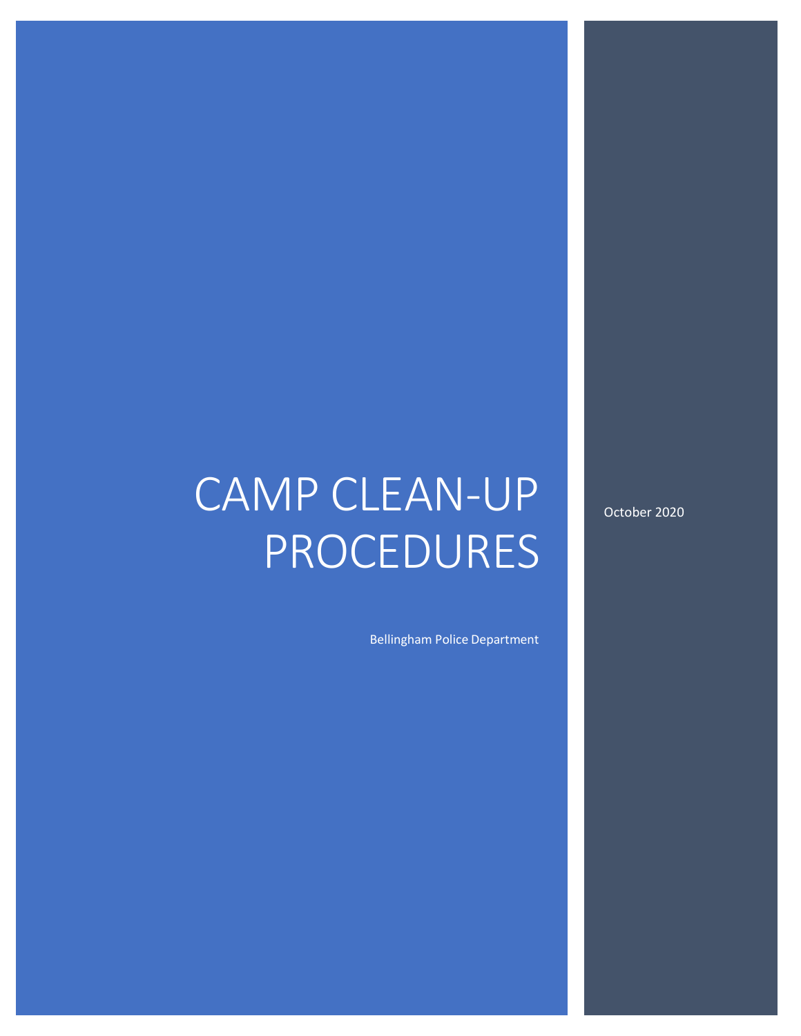# CAMP CLEAN-UP PROCEDURES

Bellingham Police Department

October 2020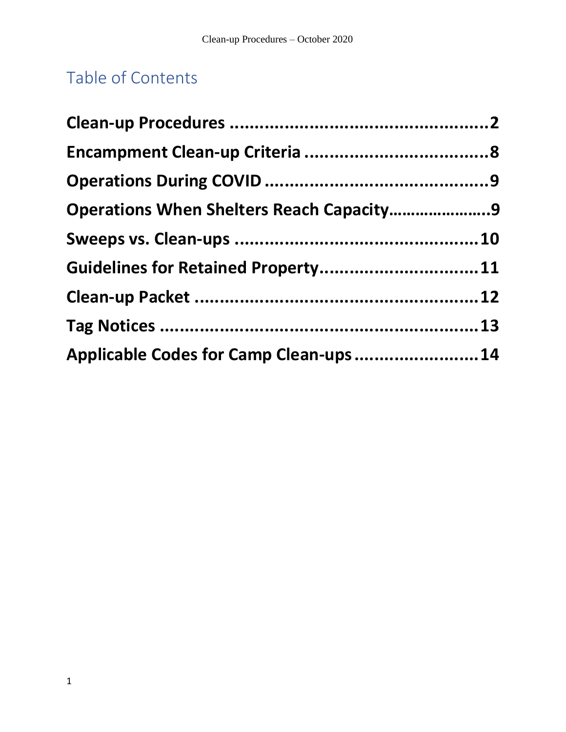# Table of Contents

**Clean-up Procedures .................................................2**

**Encampment Clean-up Criteria ....................................8**

**Operations During COVID ...........................................9**

**Operations When Shelters Reach Capacity....................9**

**Sweeps vs. Clean-ups ...............................................10**

**Guidelines for Retained Property...............................11**

**Clean-up Packet ......................................................12**

**Tag Notices .............................................................13**

**Applicable Codes for Camp Clean-ups .......................14**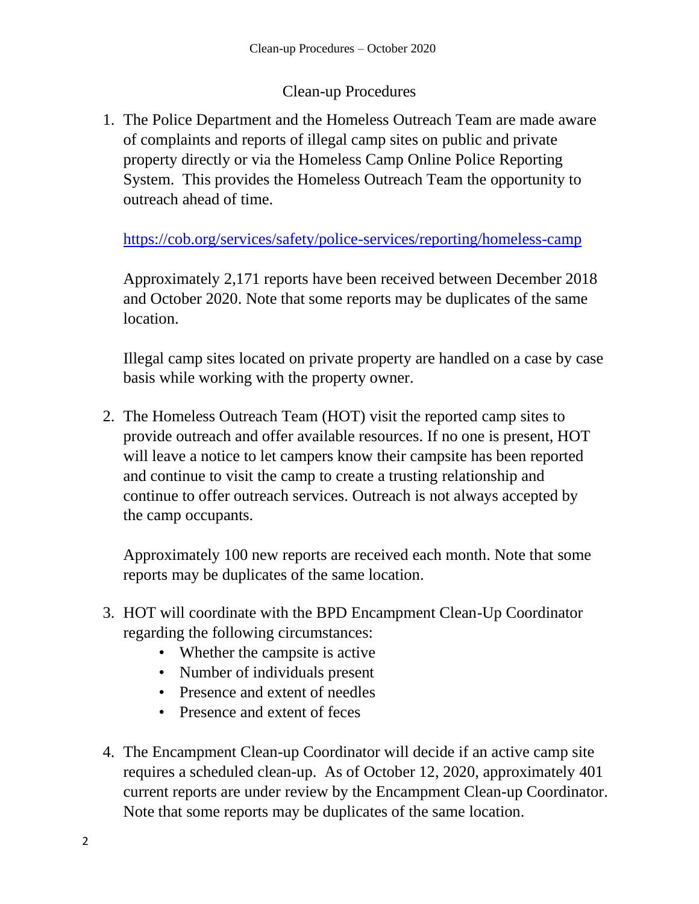## Clean-up Procedures

1. The Police Department and the Homeless Outreach Team are made aware of complaints and reports of illegal camp sites on public and private property directly or via the Homeless Camp Online Police Reporting System. This provides the Homeless Outreach Team the opportunity to outreach ahead of time.

   https://cob.org/services/safety/police-services/reporting/homeless-camp

   Approximately 2,171 reports have been received between December 2018 and October 2020. Note that some reports may be duplicates of the same location.

   Illegal camp sites located on private property are handled on a case by case basis while working with the property owner.

2. The Homeless Outreach Team (HOT) visit the reported camp sites to provide outreach and offer available resources. If no one is present, HOT will leave a notice to let campers know their campsite has been reported and continue to visit the camp to create a trusting relationship and continue to offer outreach services. Outreach is not always accepted by the camp occupants.

   Approximately 100 new reports are received each month. Note that some reports may be duplicates of the same location.

3. HOT will coordinate with the BPD Encampment Clean-Up Coordinator regarding the following circumstances:
   - Whether the campsite is active
   - Number of individuals present
   - Presence and extent of needles
   - Presence and extent of feces

4. The Encampment Clean-up Coordinator will decide if an active camp site requires a scheduled clean-up. As of October 12, 2020, approximately 401 current reports are under review by the Encampment Clean-up Coordinator. Note that some reports may be duplicates of the same location.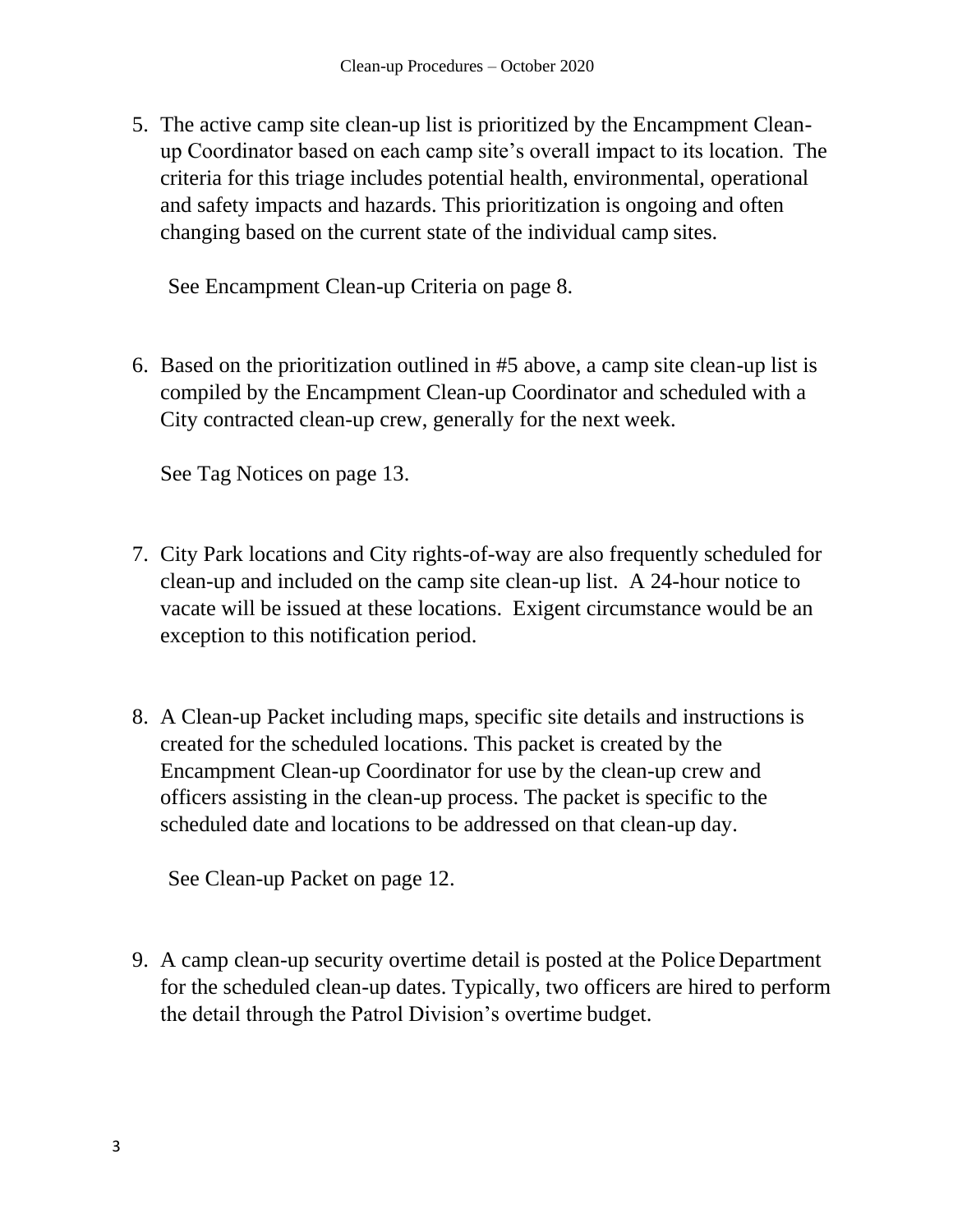5. The active camp site clean-up list is prioritized by the Encampment Clean-up Coordinator based on each camp site's overall impact to its location. The criteria for this triage includes potential health, environmental, operational and safety impacts and hazards. This prioritization is ongoing and often changing based on the current state of the individual camp sites.

   See Encampment Clean-up Criteria on page 8.

6. Based on the prioritization outlined in #5 above, a camp site clean-up list is compiled by the Encampment Clean-up Coordinator and scheduled with a City contracted clean-up crew, generally for the next week.

   See Tag Notices on page 13.

7. City Park locations and City rights-of-way are also frequently scheduled for clean-up and included on the camp site clean-up list. A 24-hour notice to vacate will be issued at these locations. Exigent circumstance would be an exception to this notification period.

8. A Clean-up Packet including maps, specific site details and instructions is created for the scheduled locations. This packet is created by the Encampment Clean-up Coordinator for use by the clean-up crew and officers assisting in the clean-up process. The packet is specific to the scheduled date and locations to be addressed on that clean-up day.

   See Clean-up Packet on page 12.

9. A camp clean-up security overtime detail is posted at the Police Department for the scheduled clean-up dates. Typically, two officers are hired to perform the detail through the Patrol Division's overtime budget.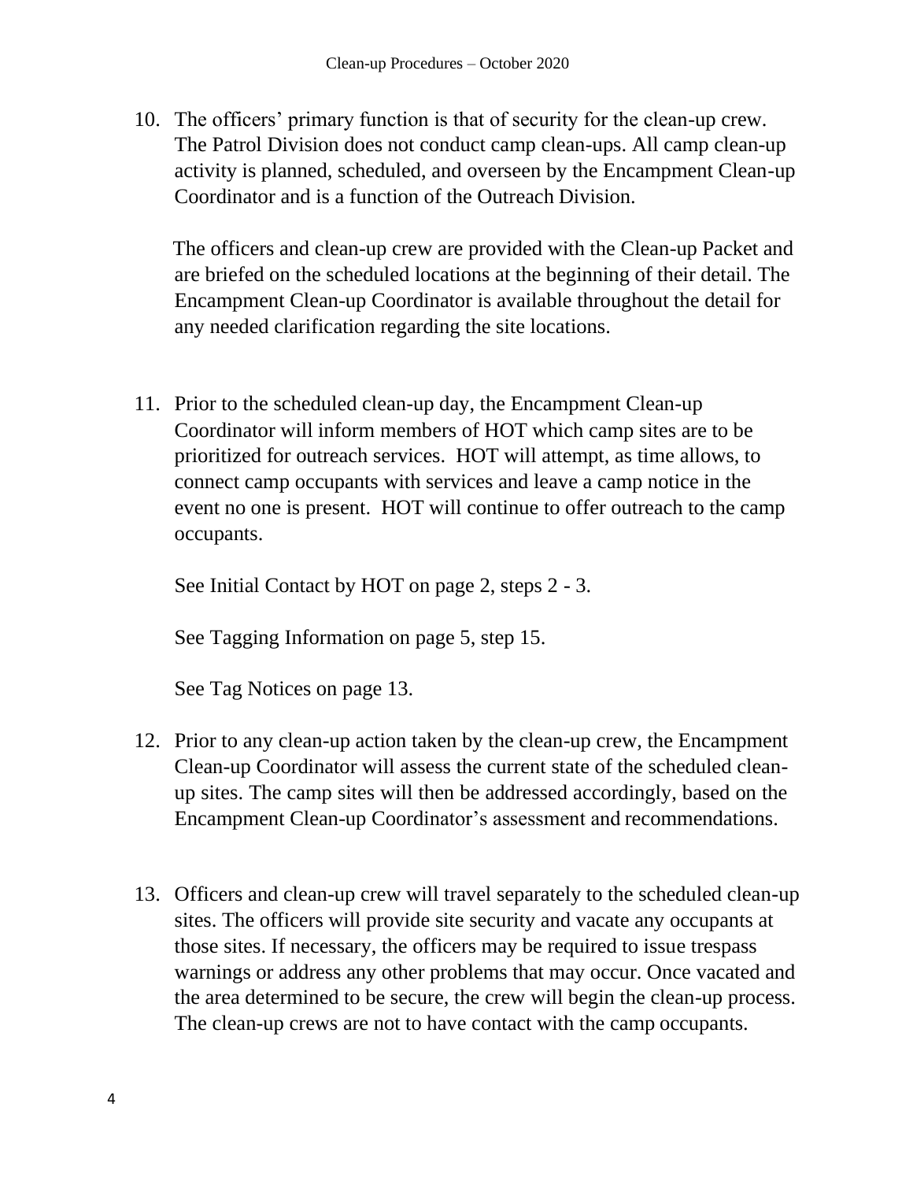10. The officers' primary function is that of security for the clean-up crew. The Patrol Division does not conduct camp clean-ups. All camp clean-up activity is planned, scheduled, and overseen by the Encampment Clean-up Coordinator and is a function of the Outreach Division.

    The officers and clean-up crew are provided with the Clean-up Packet and are briefed on the scheduled locations at the beginning of their detail. The Encampment Clean-up Coordinator is available throughout the detail for any needed clarification regarding the site locations.

11. Prior to the scheduled clean-up day, the Encampment Clean-up Coordinator will inform members of HOT which camp sites are to be prioritized for outreach services. HOT will attempt, as time allows, to connect camp occupants with services and leave a camp notice in the event no one is present. HOT will continue to offer outreach to the camp occupants.

    See Initial Contact by HOT on page 2, steps 2 - 3.

    See Tagging Information on page 5, step 15.

    See Tag Notices on page 13.

12. Prior to any clean-up action taken by the clean-up crew, the Encampment Clean-up Coordinator will assess the current state of the scheduled clean-up sites. The camp sites will then be addressed accordingly, based on the Encampment Clean-up Coordinator's assessment and recommendations.

13. Officers and clean-up crew will travel separately to the scheduled clean-up sites. The officers will provide site security and vacate any occupants at those sites. If necessary, the officers may be required to issue trespass warnings or address any other problems that may occur. Once vacated and the area determined to be secure, the crew will begin the clean-up process. The clean-up crews are not to have contact with the camp occupants.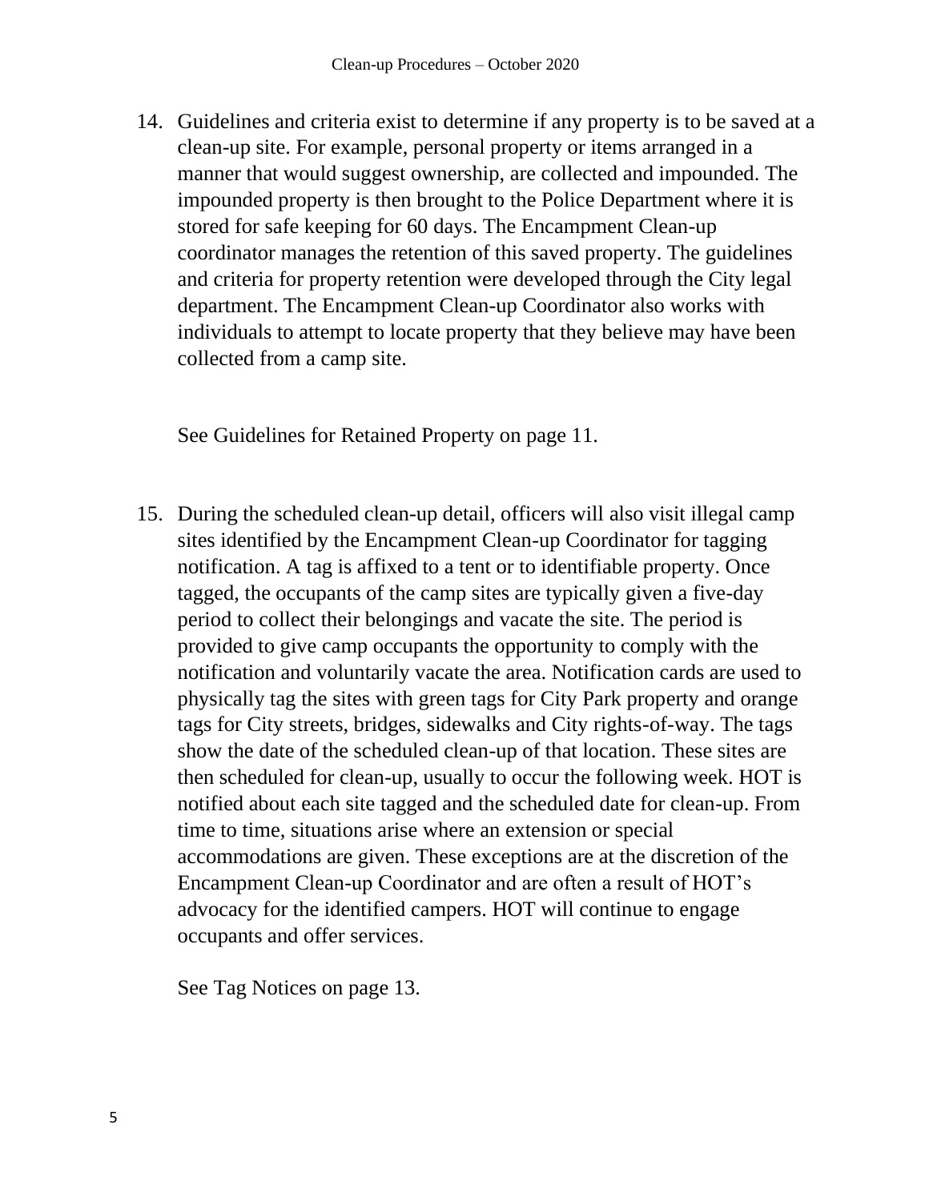14. Guidelines and criteria exist to determine if any property is to be saved at a clean-up site. For example, personal property or items arranged in a manner that would suggest ownership, are collected and impounded. The impounded property is then brought to the Police Department where it is stored for safe keeping for 60 days. The Encampment Clean-up coordinator manages the retention of this saved property. The guidelines and criteria for property retention were developed through the City legal department. The Encampment Clean-up Coordinator also works with individuals to attempt to locate property that they believe may have been collected from a camp site.

    See Guidelines for Retained Property on page 11.

15. During the scheduled clean-up detail, officers will also visit illegal camp sites identified by the Encampment Clean-up Coordinator for tagging notification. A tag is affixed to a tent or to identifiable property. Once tagged, the occupants of the camp sites are typically given a five-day period to collect their belongings and vacate the site. The period is provided to give camp occupants the opportunity to comply with the notification and voluntarily vacate the area. Notification cards are used to physically tag the sites with green tags for City Park property and orange tags for City streets, bridges, sidewalks and City rights-of-way. The tags show the date of the scheduled clean-up of that location. These sites are then scheduled for clean-up, usually to occur the following week. HOT is notified about each site tagged and the scheduled date for clean-up. From time to time, situations arise where an extension or special accommodations are given. These exceptions are at the discretion of the Encampment Clean-up Coordinator and are often a result of HOT's advocacy for the identified campers. HOT will continue to engage occupants and offer services.

    See Tag Notices on page 13.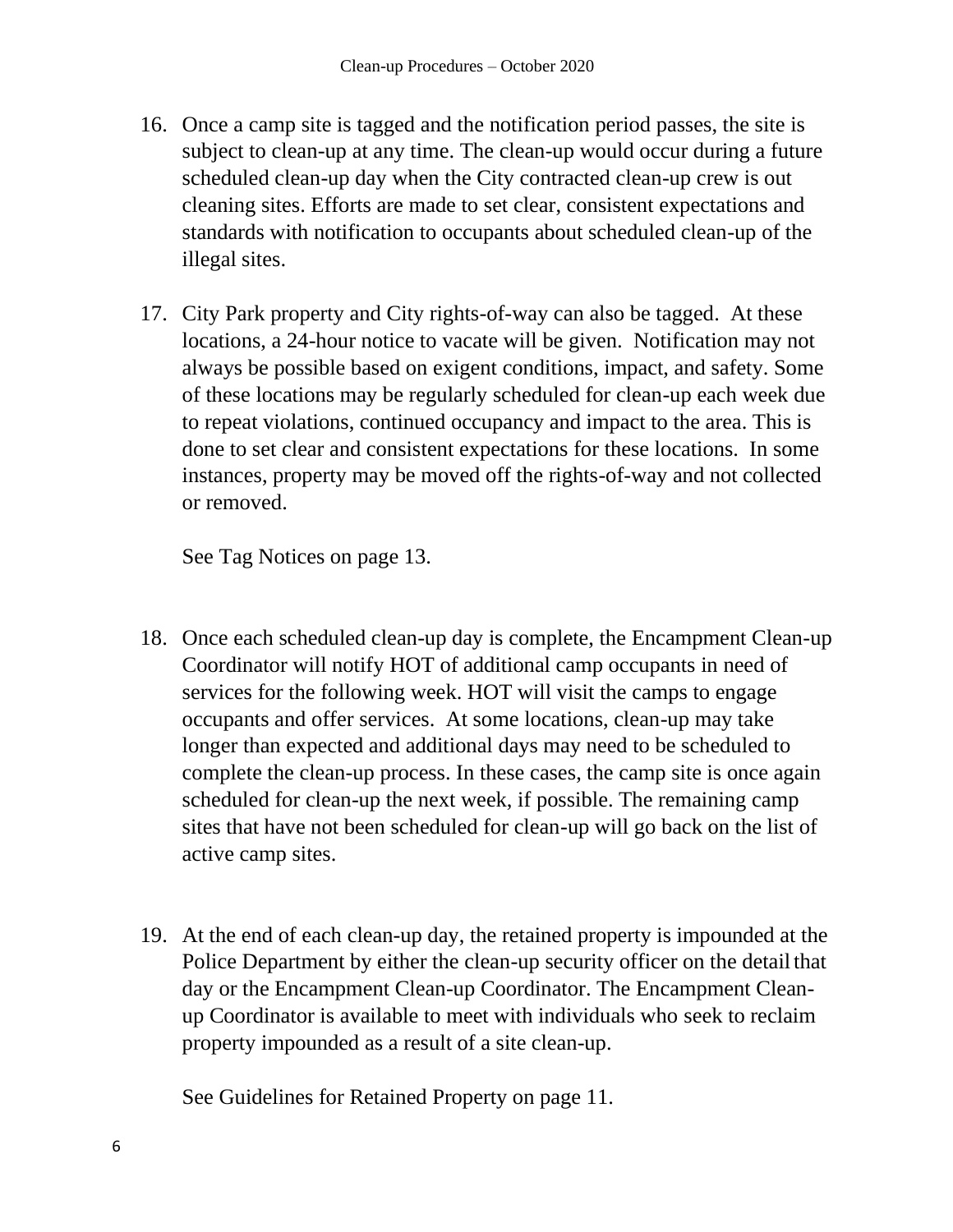16. Once a camp site is tagged and the notification period passes, the site is subject to clean-up at any time. The clean-up would occur during a future scheduled clean-up day when the City contracted clean-up crew is out cleaning sites. Efforts are made to set clear, consistent expectations and standards with notification to occupants about scheduled clean-up of the illegal sites.

17. City Park property and City rights-of-way can also be tagged. At these locations, a 24-hour notice to vacate will be given. Notification may not always be possible based on exigent conditions, impact, and safety. Some of these locations may be regularly scheduled for clean-up each week due to repeat violations, continued occupancy and impact to the area. This is done to set clear and consistent expectations for these locations. In some instances, property may be moved off the rights-of-way and not collected or removed.

    See Tag Notices on page 13.

18. Once each scheduled clean-up day is complete, the Encampment Clean-up Coordinator will notify HOT of additional camp occupants in need of services for the following week. HOT will visit the camps to engage occupants and offer services. At some locations, clean-up may take longer than expected and additional days may need to be scheduled to complete the clean-up process. In these cases, the camp site is once again scheduled for clean-up the next week, if possible. The remaining camp sites that have not been scheduled for clean-up will go back on the list of active camp sites.

19. At the end of each clean-up day, the retained property is impounded at the Police Department by either the clean-up security officer on the detail that day or the Encampment Clean-up Coordinator. The Encampment Clean-up Coordinator is available to meet with individuals who seek to reclaim property impounded as a result of a site clean-up.

    See Guidelines for Retained Property on page 11.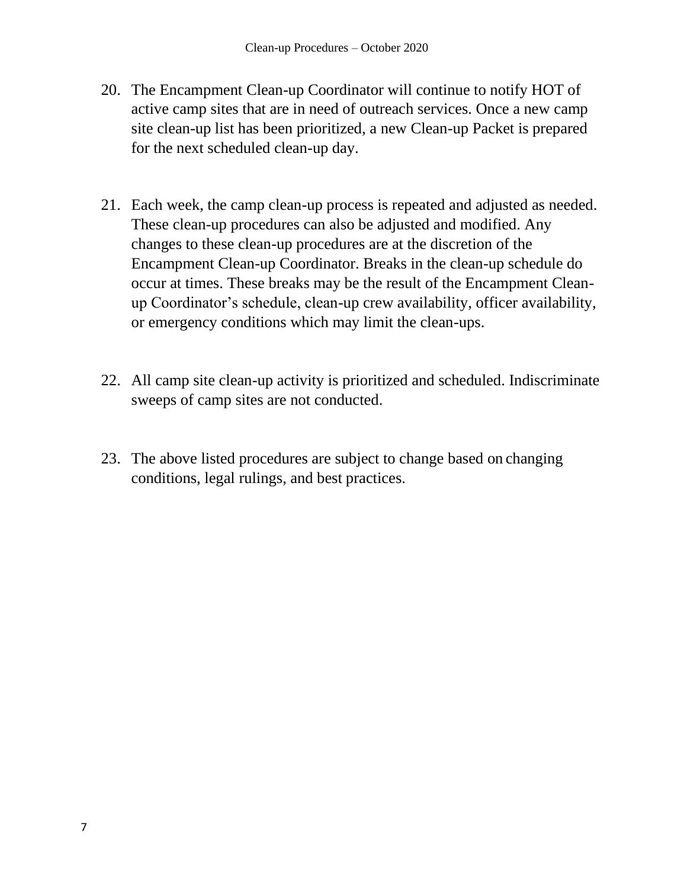20. The Encampment Clean-up Coordinator will continue to notify HOT of active camp sites that are in need of outreach services. Once a new camp site clean-up list has been prioritized, a new Clean-up Packet is prepared for the next scheduled clean-up day.

21. Each week, the camp clean-up process is repeated and adjusted as needed. These clean-up procedures can also be adjusted and modified. Any changes to these clean-up procedures are at the discretion of the Encampment Clean-up Coordinator. Breaks in the clean-up schedule do occur at times. These breaks may be the result of the Encampment Clean-up Coordinator's schedule, clean-up crew availability, officer availability, or emergency conditions which may limit the clean-ups.

22. All camp site clean-up activity is prioritized and scheduled. Indiscriminate sweeps of camp sites are not conducted.

23. The above listed procedures are subject to change based on changing conditions, legal rulings, and best practices.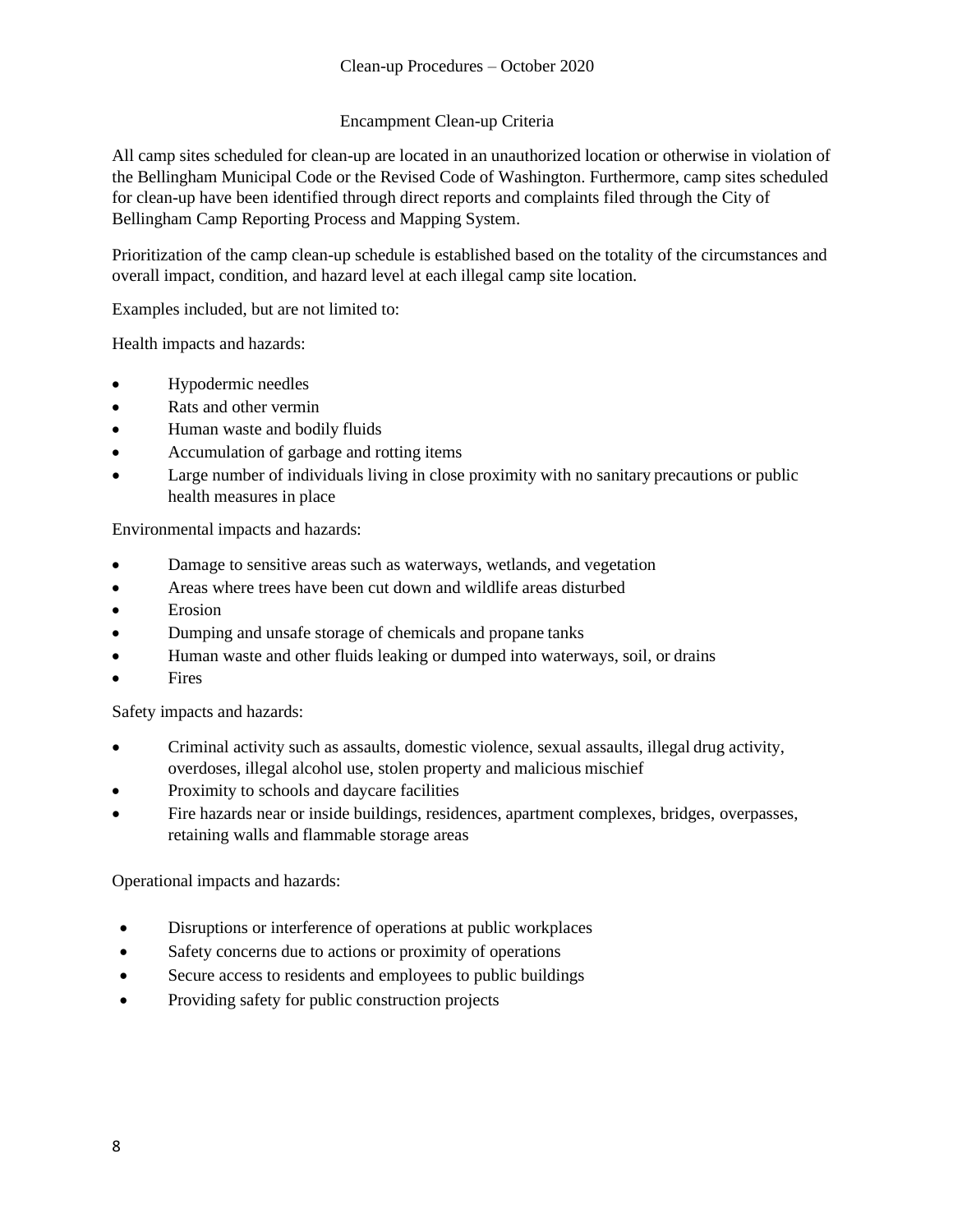## Encampment Clean-up Criteria

All camp sites scheduled for clean-up are located in an unauthorized location or otherwise in violation of the Bellingham Municipal Code or the Revised Code of Washington. Furthermore, camp sites scheduled for clean-up have been identified through direct reports and complaints filed through the City of Bellingham Camp Reporting Process and Mapping System.

Prioritization of the camp clean-up schedule is established based on the totality of the circumstances and overall impact, condition, and hazard level at each illegal camp site location.

Examples included, but are not limited to:

Health impacts and hazards:

- Hypodermic needles
- Rats and other vermin
- Human waste and bodily fluids
- Accumulation of garbage and rotting items
- Large number of individuals living in close proximity with no sanitary precautions or public health measures in place

Environmental impacts and hazards:

- Damage to sensitive areas such as waterways, wetlands, and vegetation
- Areas where trees have been cut down and wildlife areas disturbed
- Erosion
- Dumping and unsafe storage of chemicals and propane tanks
- Human waste and other fluids leaking or dumped into waterways, soil, or drains
- Fires

Safety impacts and hazards:

- Criminal activity such as assaults, domestic violence, sexual assaults, illegal drug activity, overdoses, illegal alcohol use, stolen property and malicious mischief
- Proximity to schools and daycare facilities
- Fire hazards near or inside buildings, residences, apartment complexes, bridges, overpasses, retaining walls and flammable storage areas

Operational impacts and hazards:

- Disruptions or interference of operations at public workplaces
- Safety concerns due to actions or proximity of operations
- Secure access to residents and employees to public buildings
- Providing safety for public construction projects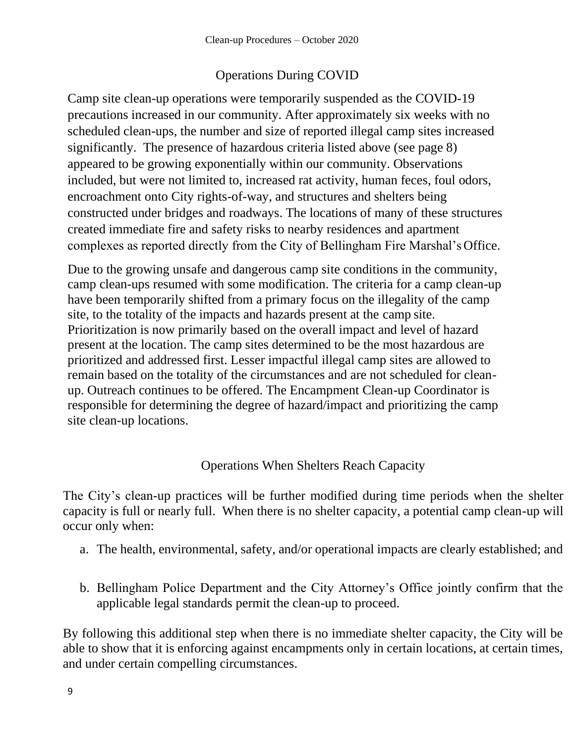## Operations During COVID

Camp site clean-up operations were temporarily suspended as the COVID-19 precautions increased in our community. After approximately six weeks with no scheduled clean-ups, the number and size of reported illegal camp sites increased significantly. The presence of hazardous criteria listed above (see page 8) appeared to be growing exponentially within our community. Observations included, but were not limited to, increased rat activity, human feces, foul odors, encroachment onto City rights-of-way, and structures and shelters being constructed under bridges and roadways. The locations of many of these structures created immediate fire and safety risks to nearby residences and apartment complexes as reported directly from the City of Bellingham Fire Marshal's Office.

Due to the growing unsafe and dangerous camp site conditions in the community, camp clean-ups resumed with some modification. The criteria for a camp clean-up have been temporarily shifted from a primary focus on the illegality of the camp site, to the totality of the impacts and hazards present at the camp site. Prioritization is now primarily based on the overall impact and level of hazard present at the location. The camp sites determined to be the most hazardous are prioritized and addressed first. Lesser impactful illegal camp sites are allowed to remain based on the totality of the circumstances and are not scheduled for clean-up. Outreach continues to be offered. The Encampment Clean-up Coordinator is responsible for determining the degree of hazard/impact and prioritizing the camp site clean-up locations.

## Operations When Shelters Reach Capacity

The City's clean-up practices will be further modified during time periods when the shelter capacity is full or nearly full. When there is no shelter capacity, a potential camp clean-up will occur only when:

a. The health, environmental, safety, and/or operational impacts are clearly established; and

b. Bellingham Police Department and the City Attorney's Office jointly confirm that the applicable legal standards permit the clean-up to proceed.

By following this additional step when there is no immediate shelter capacity, the City will be able to show that it is enforcing against encampments only in certain locations, at certain times, and under certain compelling circumstances.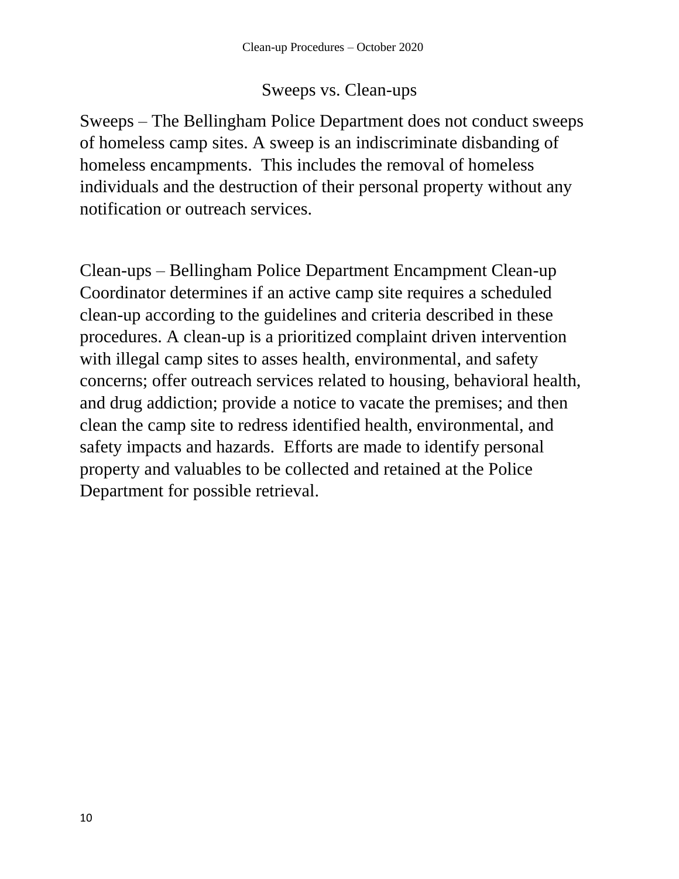## Sweeps vs. Clean-ups

Sweeps – The Bellingham Police Department does not conduct sweeps of homeless camp sites. A sweep is an indiscriminate disbanding of homeless encampments. This includes the removal of homeless individuals and the destruction of their personal property without any notification or outreach services.

Clean-ups – Bellingham Police Department Encampment Clean-up Coordinator determines if an active camp site requires a scheduled clean-up according to the guidelines and criteria described in these procedures. A clean-up is a prioritized complaint driven intervention with illegal camp sites to asses health, environmental, and safety concerns; offer outreach services related to housing, behavioral health, and drug addiction; provide a notice to vacate the premises; and then clean the camp site to redress identified health, environmental, and safety impacts and hazards. Efforts are made to identify personal property and valuables to be collected and retained at the Police Department for possible retrieval.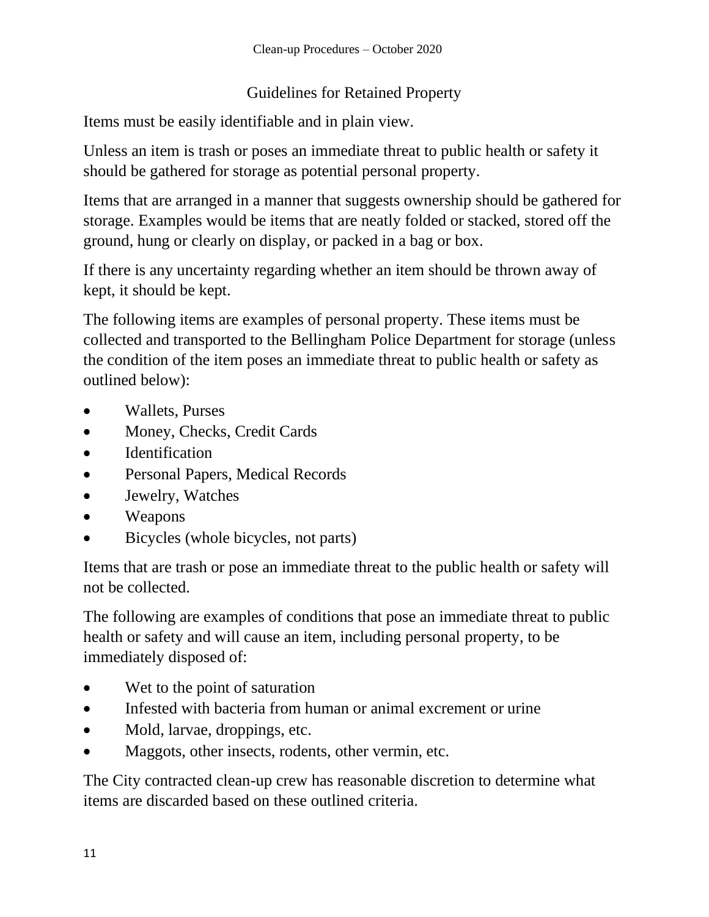## Guidelines for Retained Property

Items must be easily identifiable and in plain view.

Unless an item is trash or poses an immediate threat to public health or safety it should be gathered for storage as potential personal property.

Items that are arranged in a manner that suggests ownership should be gathered for storage. Examples would be items that are neatly folded or stacked, stored off the ground, hung or clearly on display, or packed in a bag or box.

If there is any uncertainty regarding whether an item should be thrown away of kept, it should be kept.

The following items are examples of personal property. These items must be collected and transported to the Bellingham Police Department for storage (unless the condition of the item poses an immediate threat to public health or safety as outlined below):

- Wallets, Purses
- Money, Checks, Credit Cards
- Identification
- Personal Papers, Medical Records
- Jewelry, Watches
- Weapons
- Bicycles (whole bicycles, not parts)

Items that are trash or pose an immediate threat to the public health or safety will not be collected.

The following are examples of conditions that pose an immediate threat to public health or safety and will cause an item, including personal property, to be immediately disposed of:

- Wet to the point of saturation
- Infested with bacteria from human or animal excrement or urine
- Mold, larvae, droppings, etc.
- Maggots, other insects, rodents, other vermin, etc.

The City contracted clean-up crew has reasonable discretion to determine what items are discarded based on these outlined criteria.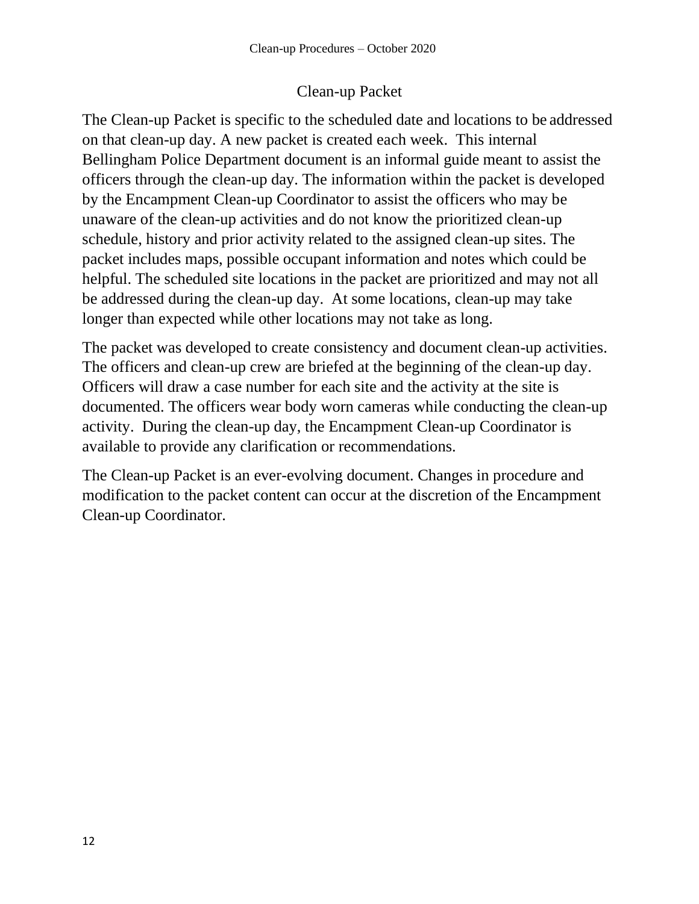## Clean-up Packet

The Clean-up Packet is specific to the scheduled date and locations to be addressed on that clean-up day. A new packet is created each week. This internal Bellingham Police Department document is an informal guide meant to assist the officers through the clean-up day. The information within the packet is developed by the Encampment Clean-up Coordinator to assist the officers who may be unaware of the clean-up activities and do not know the prioritized clean-up schedule, history and prior activity related to the assigned clean-up sites. The packet includes maps, possible occupant information and notes which could be helpful. The scheduled site locations in the packet are prioritized and may not all be addressed during the clean-up day. At some locations, clean-up may take longer than expected while other locations may not take as long.

The packet was developed to create consistency and document clean-up activities. The officers and clean-up crew are briefed at the beginning of the clean-up day. Officers will draw a case number for each site and the activity at the site is documented. The officers wear body worn cameras while conducting the clean-up activity. During the clean-up day, the Encampment Clean-up Coordinator is available to provide any clarification or recommendations.

The Clean-up Packet is an ever-evolving document. Changes in procedure and modification to the packet content can occur at the discretion of the Encampment Clean-up Coordinator.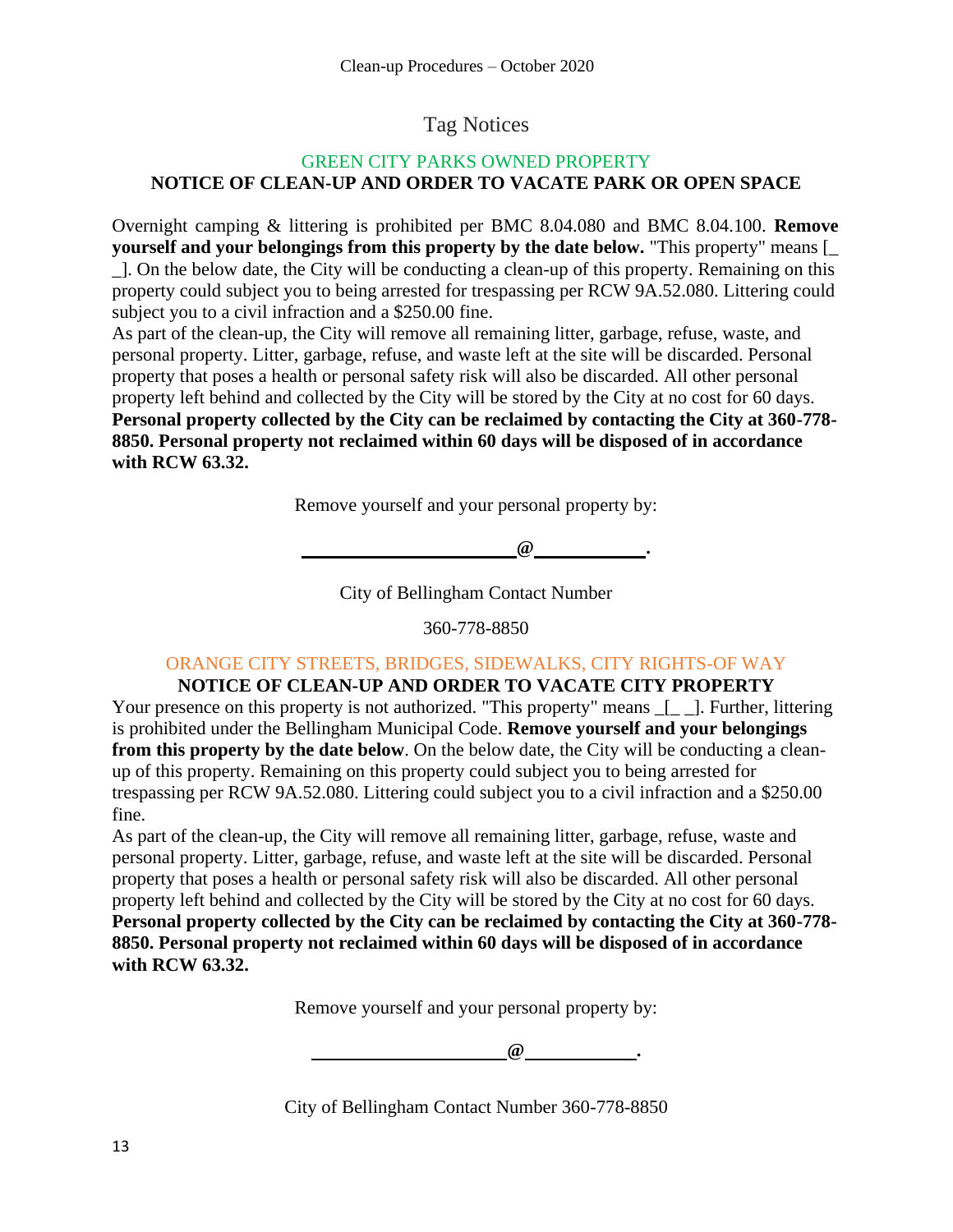## Tag Notices

### GREEN CITY PARKS OWNED PROPERTY

**NOTICE OF CLEAN-UP AND ORDER TO VACATE PARK OR OPEN SPACE**

Overnight camping & littering is prohibited per BMC 8.04.080 and BMC 8.04.100. **Remove yourself and your belongings from this property by the date below.** "This property" means [_ _]. On the below date, the City will be conducting a clean-up of this property. Remaining on this property could subject you to being arrested for trespassing per RCW 9A.52.080. Littering could subject you to a civil infraction and a $250.00 fine.

As part of the clean-up, the City will remove all remaining litter, garbage, refuse, waste, and personal property. Litter, garbage, refuse, and waste left at the site will be discarded. Personal property that poses a health or personal safety risk will also be discarded. All other personal property left behind and collected by the City will be stored by the City at no cost for 60 days. **Personal property collected by the City can be reclaimed by contacting the City at 360-778-8850. Personal property not reclaimed within 60 days will be disposed of in accordance with RCW 63.32.**

Remove yourself and your personal property by:

**______________________@___________.**

City of Bellingham Contact Number

360-778-8850

### ORANGE CITY STREETS, BRIDGES, SIDEWALKS, CITY RIGHTS-OF WAY

**NOTICE OF CLEAN-UP AND ORDER TO VACATE CITY PROPERTY**

Your presence on this property is not authorized. "This property" means _[_ _]. Further, littering is prohibited under the Bellingham Municipal Code. **Remove yourself and your belongings from this property by the date below**. On the below date, the City will be conducting a clean-up of this property. Remaining on this property could subject you to being arrested for trespassing per RCW 9A.52.080. Littering could subject you to a civil infraction and a $250.00 fine.

As part of the clean-up, the City will remove all remaining litter, garbage, refuse, waste and personal property. Litter, garbage, refuse, and waste left at the site will be discarded. Personal property that poses a health or personal safety risk will also be discarded. All other personal property left behind and collected by the City will be stored by the City at no cost for 60 days. **Personal property collected by the City can be reclaimed by contacting the City at 360-778-8850. Personal property not reclaimed within 60 days will be disposed of in accordance with RCW 63.32.**

Remove yourself and your personal property by:

**_____________________@___________.**

City of Bellingham Contact Number 360-778-8850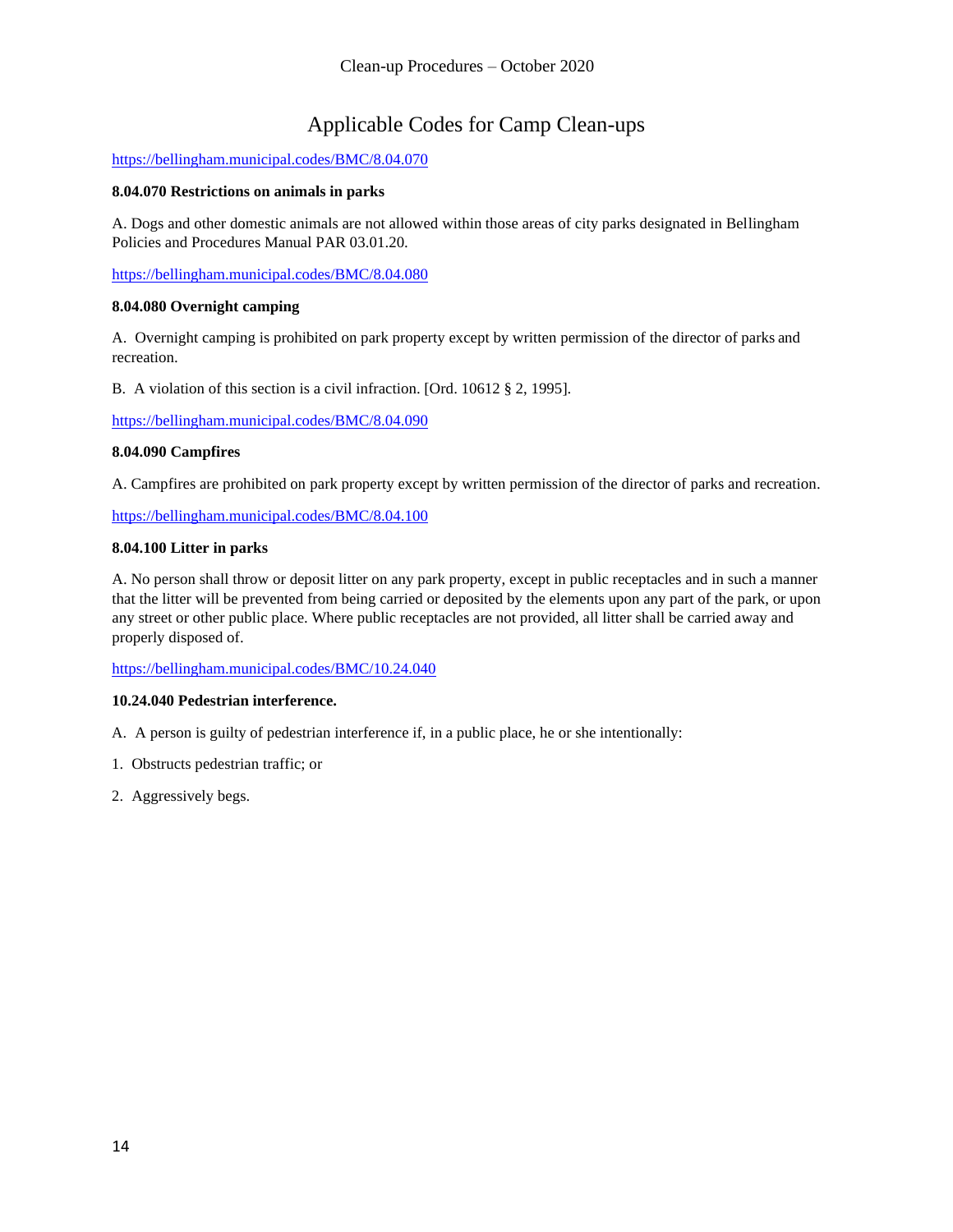# Applicable Codes for Camp Clean-ups

https://bellingham.municipal.codes/BMC/8.04.070

**8.04.070 Restrictions on animals in parks**

A. Dogs and other domestic animals are not allowed within those areas of city parks designated in Bellingham Policies and Procedures Manual PAR 03.01.20.

https://bellingham.municipal.codes/BMC/8.04.080

**8.04.080 Overnight camping**

A. Overnight camping is prohibited on park property except by written permission of the director of parks and recreation.

B. A violation of this section is a civil infraction. [Ord. 10612 § 2, 1995].

https://bellingham.municipal.codes/BMC/8.04.090

**8.04.090 Campfires**

A. Campfires are prohibited on park property except by written permission of the director of parks and recreation.

https://bellingham.municipal.codes/BMC/8.04.100

**8.04.100 Litter in parks**

A. No person shall throw or deposit litter on any park property, except in public receptacles and in such a manner that the litter will be prevented from being carried or deposited by the elements upon any part of the park, or upon any street or other public place. Where public receptacles are not provided, all litter shall be carried away and properly disposed of.

https://bellingham.municipal.codes/BMC/10.24.040

**10.24.040 Pedestrian interference.**

A. A person is guilty of pedestrian interference if, in a public place, he or she intentionally:

1. Obstructs pedestrian traffic; or

2. Aggressively begs.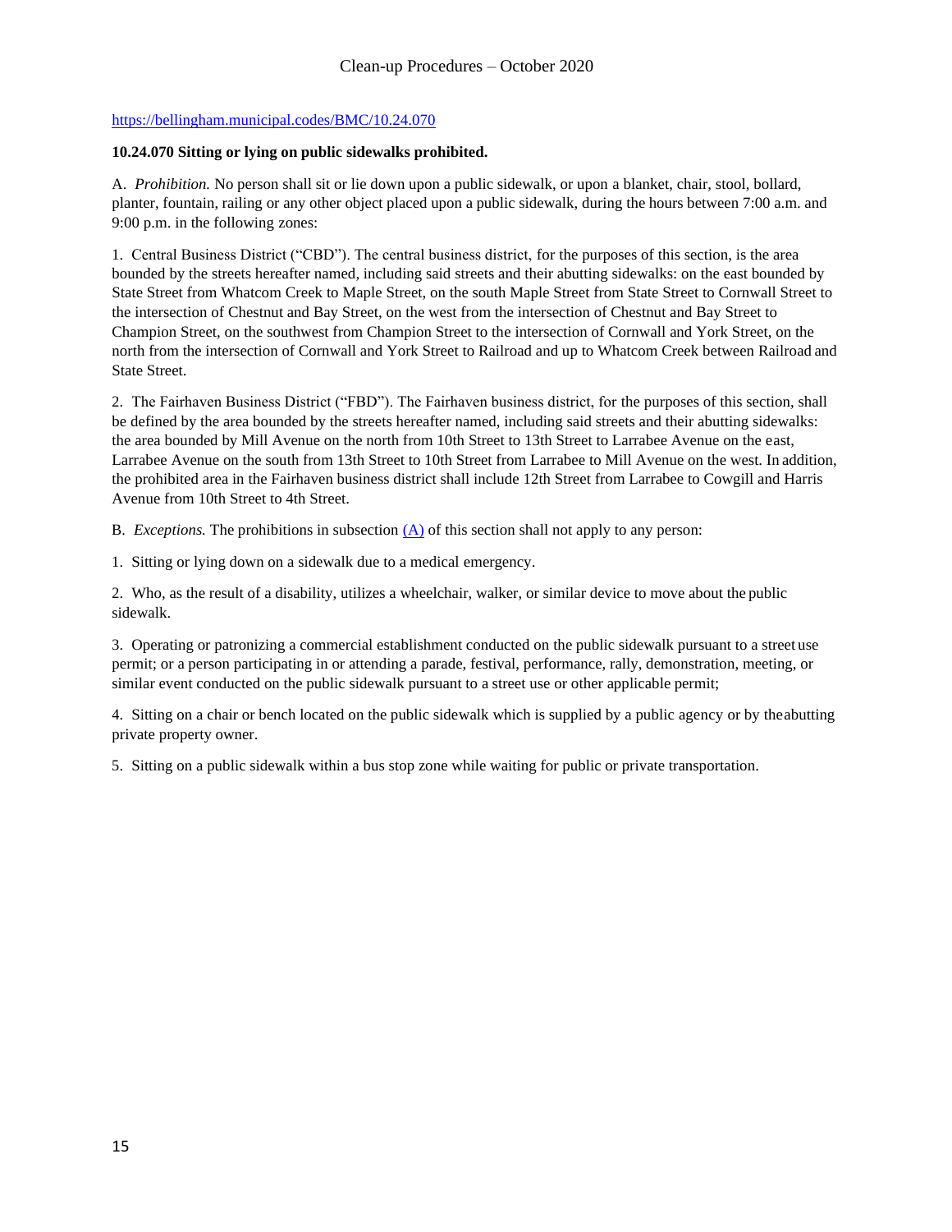https://bellingham.municipal.codes/BMC/10.24.070

**10.24.070 Sitting or lying on public sidewalks prohibited.**

A. *Prohibition.* No person shall sit or lie down upon a public sidewalk, or upon a blanket, chair, stool, bollard, planter, fountain, railing or any other object placed upon a public sidewalk, during the hours between 7:00 a.m. and 9:00 p.m. in the following zones:

1. Central Business District ("CBD"). The central business district, for the purposes of this section, is the area bounded by the streets hereafter named, including said streets and their abutting sidewalks: on the east bounded by State Street from Whatcom Creek to Maple Street, on the south Maple Street from State Street to Cornwall Street to the intersection of Chestnut and Bay Street, on the west from the intersection of Chestnut and Bay Street to Champion Street, on the southwest from Champion Street to the intersection of Cornwall and York Street, on the north from the intersection of Cornwall and York Street to Railroad and up to Whatcom Creek between Railroad and State Street.

2. The Fairhaven Business District ("FBD"). The Fairhaven business district, for the purposes of this section, shall be defined by the area bounded by the streets hereafter named, including said streets and their abutting sidewalks: the area bounded by Mill Avenue on the north from 10th Street to 13th Street to Larrabee Avenue on the east, Larrabee Avenue on the south from 13th Street to 10th Street from Larrabee to Mill Avenue on the west. In addition, the prohibited area in the Fairhaven business district shall include 12th Street from Larrabee to Cowgill and Harris Avenue from 10th Street to 4th Street.

B. *Exceptions.* The prohibitions in subsection (A) of this section shall not apply to any person:

1. Sitting or lying down on a sidewalk due to a medical emergency.

2. Who, as the result of a disability, utilizes a wheelchair, walker, or similar device to move about the public sidewalk.

3. Operating or patronizing a commercial establishment conducted on the public sidewalk pursuant to a street use permit; or a person participating in or attending a parade, festival, performance, rally, demonstration, meeting, or similar event conducted on the public sidewalk pursuant to a street use or other applicable permit;

4. Sitting on a chair or bench located on the public sidewalk which is supplied by a public agency or by the abutting private property owner.

5. Sitting on a public sidewalk within a bus stop zone while waiting for public or private transportation.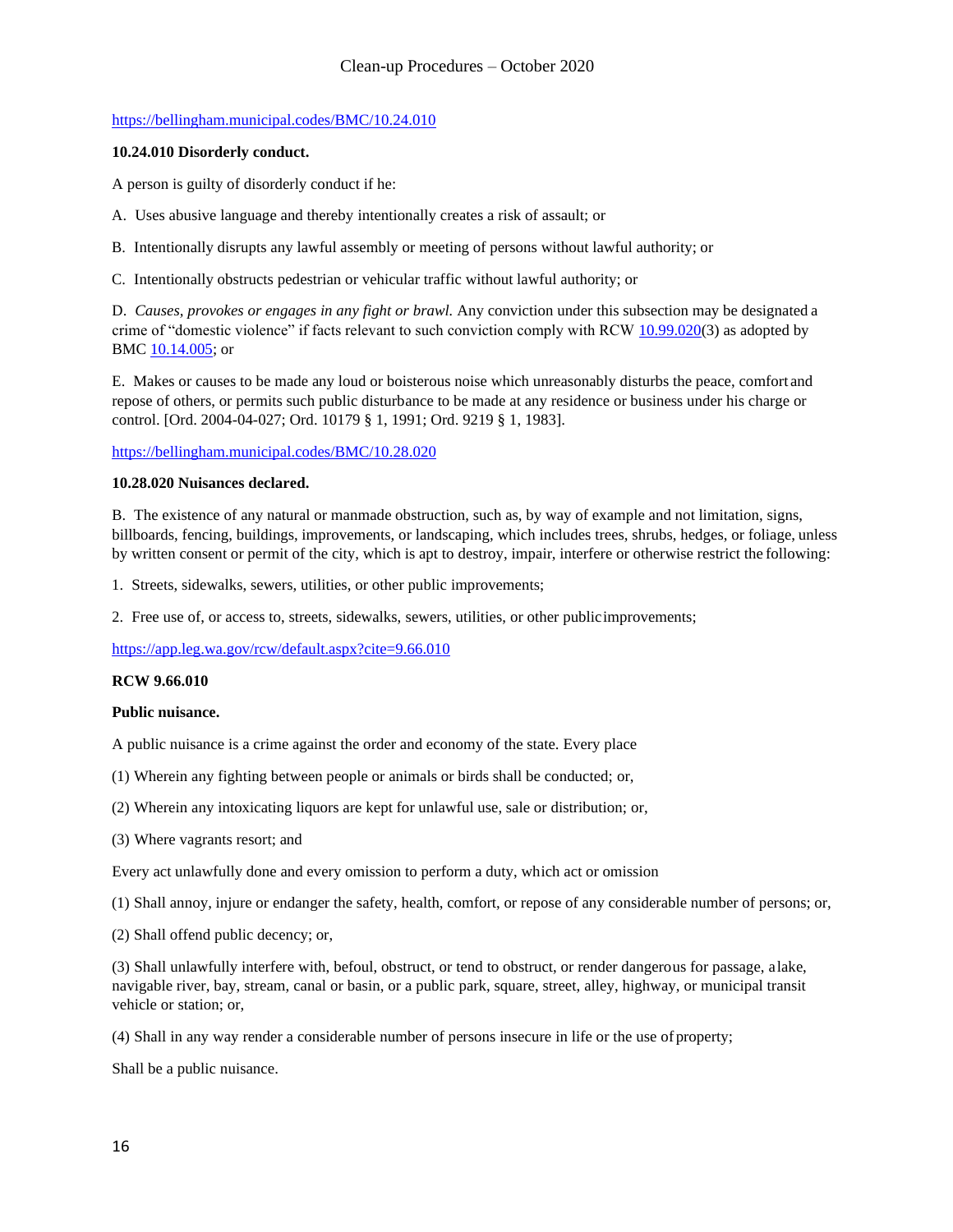https://bellingham.municipal.codes/BMC/10.24.010

**10.24.010 Disorderly conduct.**

A person is guilty of disorderly conduct if he:

A. Uses abusive language and thereby intentionally creates a risk of assault; or

B. Intentionally disrupts any lawful assembly or meeting of persons without lawful authority; or

C. Intentionally obstructs pedestrian or vehicular traffic without lawful authority; or

D. *Causes, provokes or engages in any fight or brawl.* Any conviction under this subsection may be designated a crime of "domestic violence" if facts relevant to such conviction comply with RCW 10.99.020(3) as adopted by BMC 10.14.005; or

E. Makes or causes to be made any loud or boisterous noise which unreasonably disturbs the peace, comfort and repose of others, or permits such public disturbance to be made at any residence or business under his charge or control. [Ord. 2004-04-027; Ord. 10179 § 1, 1991; Ord. 9219 § 1, 1983].

https://bellingham.municipal.codes/BMC/10.28.020

**10.28.020 Nuisances declared.**

B. The existence of any natural or manmade obstruction, such as, by way of example and not limitation, signs, billboards, fencing, buildings, improvements, or landscaping, which includes trees, shrubs, hedges, or foliage, unless by written consent or permit of the city, which is apt to destroy, impair, interfere or otherwise restrict the following:

1. Streets, sidewalks, sewers, utilities, or other public improvements;

2. Free use of, or access to, streets, sidewalks, sewers, utilities, or other public improvements;

https://app.leg.wa.gov/rcw/default.aspx?cite=9.66.010

**RCW 9.66.010**

**Public nuisance.**

A public nuisance is a crime against the order and economy of the state. Every place

(1) Wherein any fighting between people or animals or birds shall be conducted; or,

(2) Wherein any intoxicating liquors are kept for unlawful use, sale or distribution; or,

(3) Where vagrants resort; and

Every act unlawfully done and every omission to perform a duty, which act or omission

(1) Shall annoy, injure or endanger the safety, health, comfort, or repose of any considerable number of persons; or,

(2) Shall offend public decency; or,

(3) Shall unlawfully interfere with, befoul, obstruct, or tend to obstruct, or render dangerous for passage, a lake, navigable river, bay, stream, canal or basin, or a public park, square, street, alley, highway, or municipal transit vehicle or station; or,

(4) Shall in any way render a considerable number of persons insecure in life or the use of property;

Shall be a public nuisance.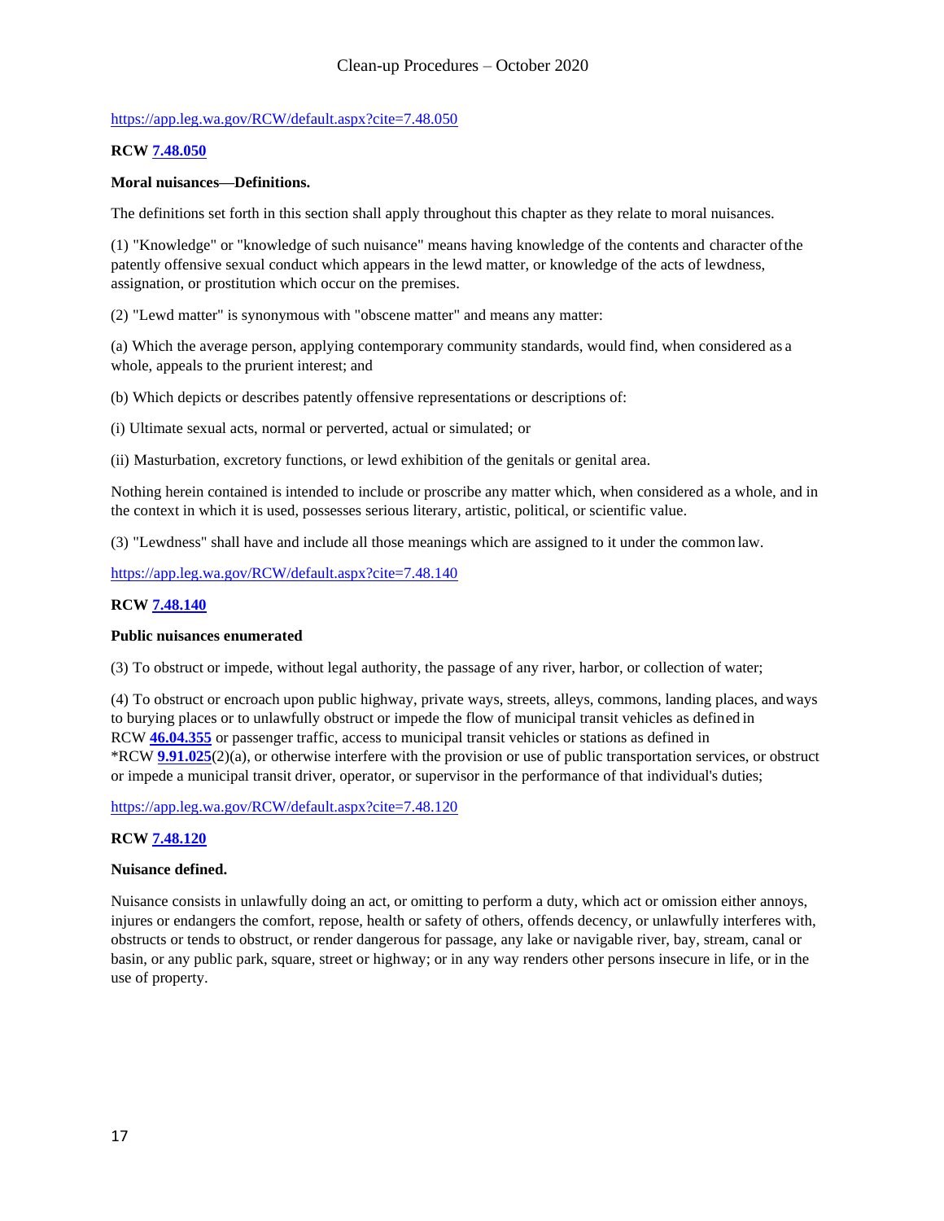https://app.leg.wa.gov/RCW/default.aspx?cite=7.48.050

**RCW 7.48.050**

**Moral nuisances—Definitions.**

The definitions set forth in this section shall apply throughout this chapter as they relate to moral nuisances.

(1) "Knowledge" or "knowledge of such nuisance" means having knowledge of the contents and character of the patently offensive sexual conduct which appears in the lewd matter, or knowledge of the acts of lewdness, assignation, or prostitution which occur on the premises.

(2) "Lewd matter" is synonymous with "obscene matter" and means any matter:

(a) Which the average person, applying contemporary community standards, would find, when considered as a whole, appeals to the prurient interest; and

(b) Which depicts or describes patently offensive representations or descriptions of:

(i) Ultimate sexual acts, normal or perverted, actual or simulated; or

(ii) Masturbation, excretory functions, or lewd exhibition of the genitals or genital area.

Nothing herein contained is intended to include or proscribe any matter which, when considered as a whole, and in the context in which it is used, possesses serious literary, artistic, political, or scientific value.

(3) "Lewdness" shall have and include all those meanings which are assigned to it under the common law.

https://app.leg.wa.gov/RCW/default.aspx?cite=7.48.140

**RCW 7.48.140**

**Public nuisances enumerated**

(3) To obstruct or impede, without legal authority, the passage of any river, harbor, or collection of water;

(4) To obstruct or encroach upon public highway, private ways, streets, alleys, commons, landing places, and ways to burying places or to unlawfully obstruct or impede the flow of municipal transit vehicles as defined in RCW **46.04.355** or passenger traffic, access to municipal transit vehicles or stations as defined in *RCW **9.91.025**(2)(a), or otherwise interfere with the provision or use of public transportation services, or obstruct or impede a municipal transit driver, operator, or supervisor in the performance of that individual's duties;

https://app.leg.wa.gov/RCW/default.aspx?cite=7.48.120

**RCW 7.48.120**

**Nuisance defined.**

Nuisance consists in unlawfully doing an act, or omitting to perform a duty, which act or omission either annoys, injures or endangers the comfort, repose, health or safety of others, offends decency, or unlawfully interferes with, obstructs or tends to obstruct, or render dangerous for passage, any lake or navigable river, bay, stream, canal or basin, or any public park, square, street or highway; or in any way renders other persons insecure in life, or in the use of property.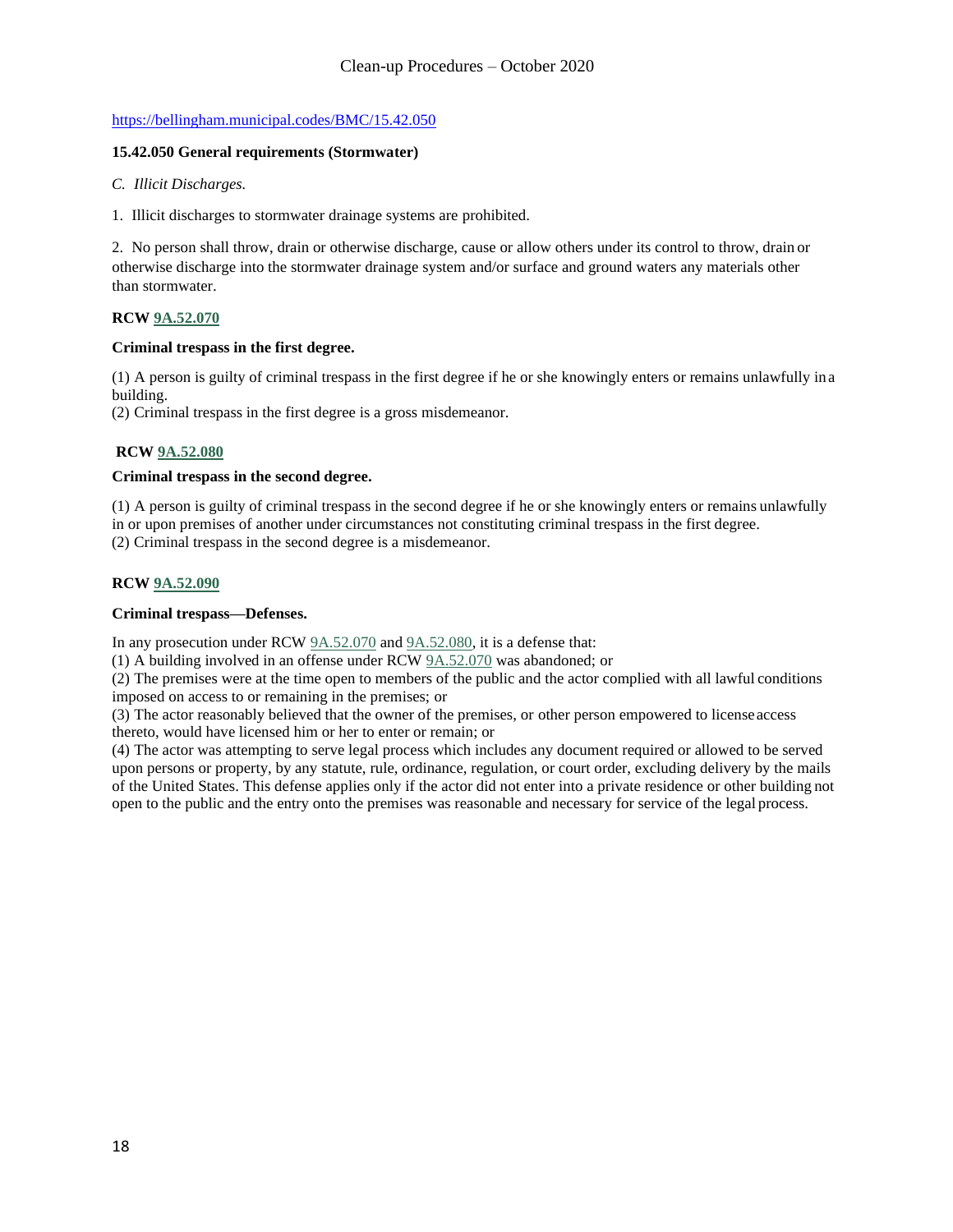https://bellingham.municipal.codes/BMC/15.42.050

**15.42.050 General requirements (Stormwater)**

*C. Illicit Discharges.*

1. Illicit discharges to stormwater drainage systems are prohibited.

2. No person shall throw, drain or otherwise discharge, cause or allow others under its control to throw, drain or otherwise discharge into the stormwater drainage system and/or surface and ground waters any materials other than stormwater.

**RCW 9A.52.070**

**Criminal trespass in the first degree.**

(1) A person is guilty of criminal trespass in the first degree if he or she knowingly enters or remains unlawfully in a building.
(2) Criminal trespass in the first degree is a gross misdemeanor.

**RCW 9A.52.080**

**Criminal trespass in the second degree.**

(1) A person is guilty of criminal trespass in the second degree if he or she knowingly enters or remains unlawfully in or upon premises of another under circumstances not constituting criminal trespass in the first degree.
(2) Criminal trespass in the second degree is a misdemeanor.

**RCW 9A.52.090**

**Criminal trespass—Defenses.**

In any prosecution under RCW 9A.52.070 and 9A.52.080, it is a defense that:
(1) A building involved in an offense under RCW 9A.52.070 was abandoned; or
(2) The premises were at the time open to members of the public and the actor complied with all lawful conditions imposed on access to or remaining in the premises; or
(3) The actor reasonably believed that the owner of the premises, or other person empowered to license access thereto, would have licensed him or her to enter or remain; or
(4) The actor was attempting to serve legal process which includes any document required or allowed to be served upon persons or property, by any statute, rule, ordinance, regulation, or court order, excluding delivery by the mails of the United States. This defense applies only if the actor did not enter into a private residence or other building not open to the public and the entry onto the premises was reasonable and necessary for service of the legal process.